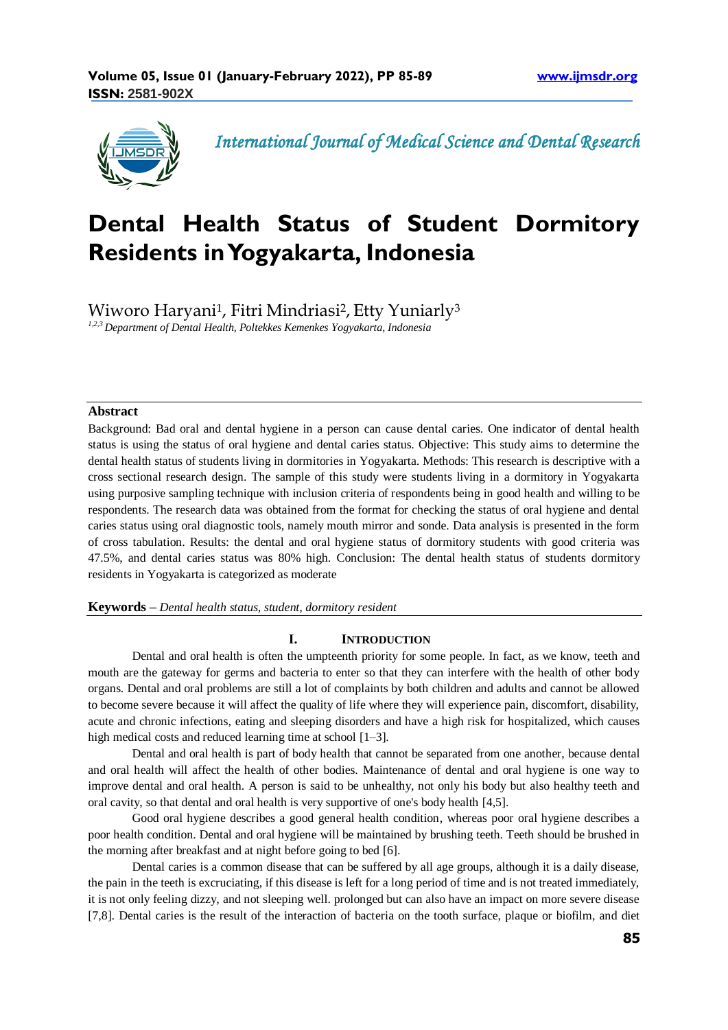# Dental Health Status of Student Dormitory Residents in Yogyakarta, Indonesia

Wiworo Haryani[1], Fitri Mindriasi[2], Etty Yuniarly[3]

[1,2,3] *Department of Dental Health, Poltekkes Kemenkes Yogyakarta, Indonesia*

## Abstract

Background: Bad oral and dental hygiene in a person can cause dental caries. One indicator of dental health status is using the status of oral hygiene and dental caries status. Objective: This study aims to determine the dental health status of students living in dormitories in Yogyakarta. Methods: This research is descriptive with a cross sectional research design. The sample of this study were students living in a dormitory in Yogyakarta using purposive sampling technique with inclusion criteria of respondents being in good health and willing to be respondents. The research data was obtained from the format for checking the status of oral hygiene and dental caries status using oral diagnostic tools, namely mouth mirror and sonde. Data analysis is presented in the form of cross tabulation. Results: the dental and oral hygiene status of dormitory students with good criteria was 47.5%, and dental caries status was 80% high. Conclusion: The dental health status of students dormitory residents in Yogyakarta is categorized as moderate

**Keywords –** *Dental health status, student, dormitory resident*

## I. Introduction

Dental and oral health is often the umpteenth priority for some people. In fact, as we know, teeth and mouth are the gateway for germs and bacteria to enter so that they can interfere with the health of other body organs. Dental and oral problems are still a lot of complaints by both children and adults and cannot be allowed to become severe because it will affect the quality of life where they will experience pain, discomfort, disability, acute and chronic infections, eating and sleeping disorders and have a high risk for hospitalized, which causes high medical costs and reduced learning time at school [1–3].

Dental and oral health is part of body health that cannot be separated from one another, because dental and oral health will affect the health of other bodies. Maintenance of dental and oral hygiene is one way to improve dental and oral health. A person is said to be unhealthy, not only his body but also healthy teeth and oral cavity, so that dental and oral health is very supportive of one's body health [4,5].

Good oral hygiene describes a good general health condition, whereas poor oral hygiene describes a poor health condition. Dental and oral hygiene will be maintained by brushing teeth. Teeth should be brushed in the morning after breakfast and at night before going to bed [6].

Dental caries is a common disease that can be suffered by all age groups, although it is a daily disease, the pain in the teeth is excruciating, if this disease is left for a long period of time and is not treated immediately, it is not only feeling dizzy, and not sleeping well. prolonged but can also have an impact on more severe disease [7,8]. Dental caries is the result of the interaction of bacteria on the tooth surface, plaque or biofilm, and diet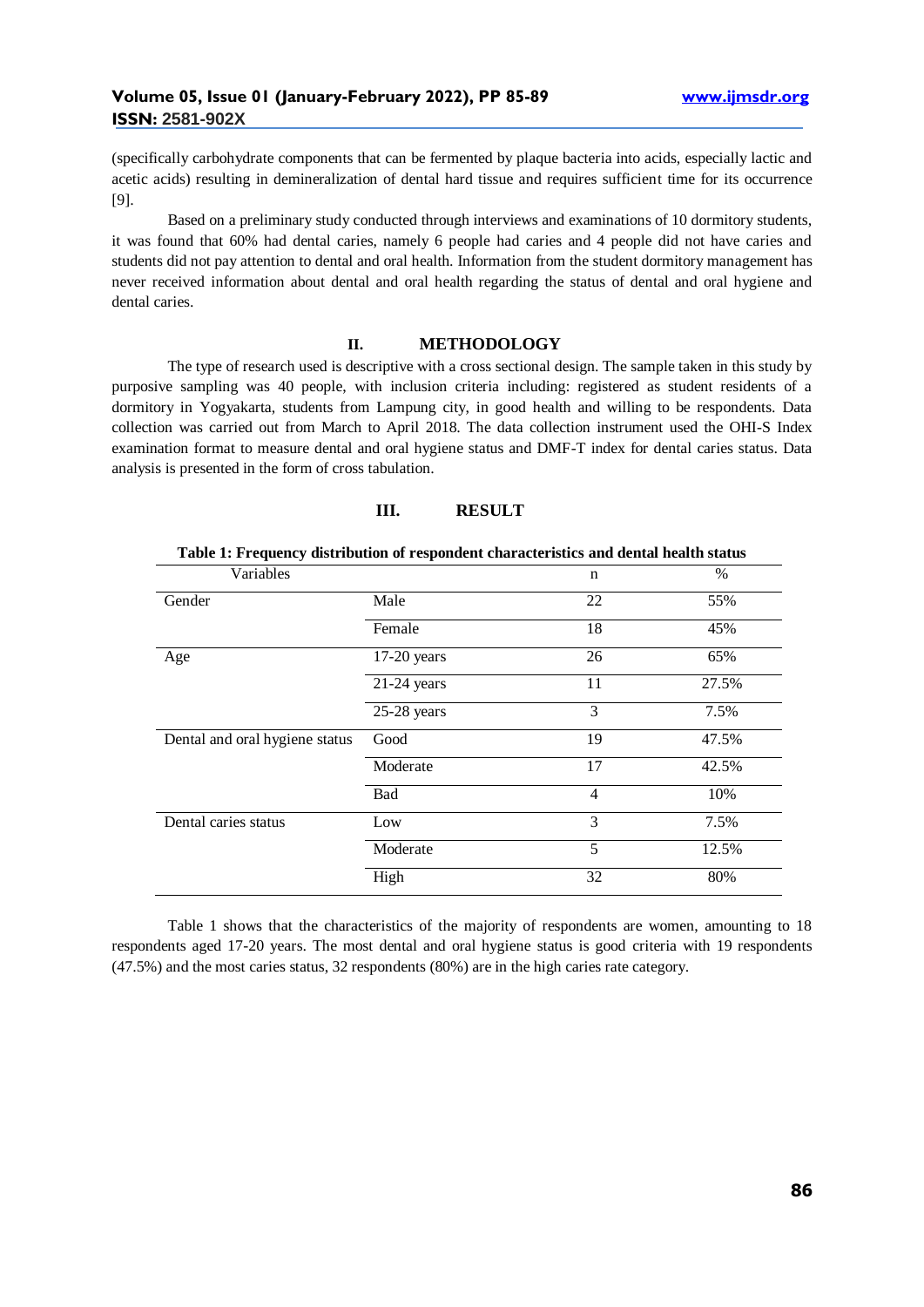(specifically carbohydrate components that can be fermented by plaque bacteria into acids, especially lactic and acetic acids) resulting in demineralization of dental hard tissue and requires sufficient time for its occurrence [9].

Based on a preliminary study conducted through interviews and examinations of 10 dormitory students, it was found that 60% had dental caries, namely 6 people had caries and 4 people did not have caries and students did not pay attention to dental and oral health. Information from the student dormitory management has never received information about dental and oral health regarding the status of dental and oral hygiene and dental caries.

## II. METHODOLOGY

The type of research used is descriptive with a cross sectional design. The sample taken in this study by purposive sampling was 40 people, with inclusion criteria including: registered as student residents of a dormitory in Yogyakarta, students from Lampung city, in good health and willing to be respondents. Data collection was carried out from March to April 2018. The data collection instrument used the OHI-S Index examination format to measure dental and oral hygiene status and DMF-T index for dental caries status. Data analysis is presented in the form of cross tabulation.

## III. RESULT

**Table 1: Frequency distribution of respondent characteristics and dental health status**

| Variables | | n | % |
|---|---|---|---|
| Gender | Male | 22 | 55% |
| | Female | 18 | 45% |
| Age | 17-20 years | 26 | 65% |
| | 21-24 years | 11 | 27.5% |
| | 25-28 years | 3 | 7.5% |
| Dental and oral hygiene status | Good | 19 | 47.5% |
| | Moderate | 17 | 42.5% |
| | Bad | 4 | 10% |
| Dental caries status | Low | 3 | 7.5% |
| | Moderate | 5 | 12.5% |
| | High | 32 | 80% |

Table 1 shows that the characteristics of the majority of respondents are women, amounting to 18 respondents aged 17-20 years. The most dental and oral hygiene status is good criteria with 19 respondents (47.5%) and the most caries status, 32 respondents (80%) are in the high caries rate category.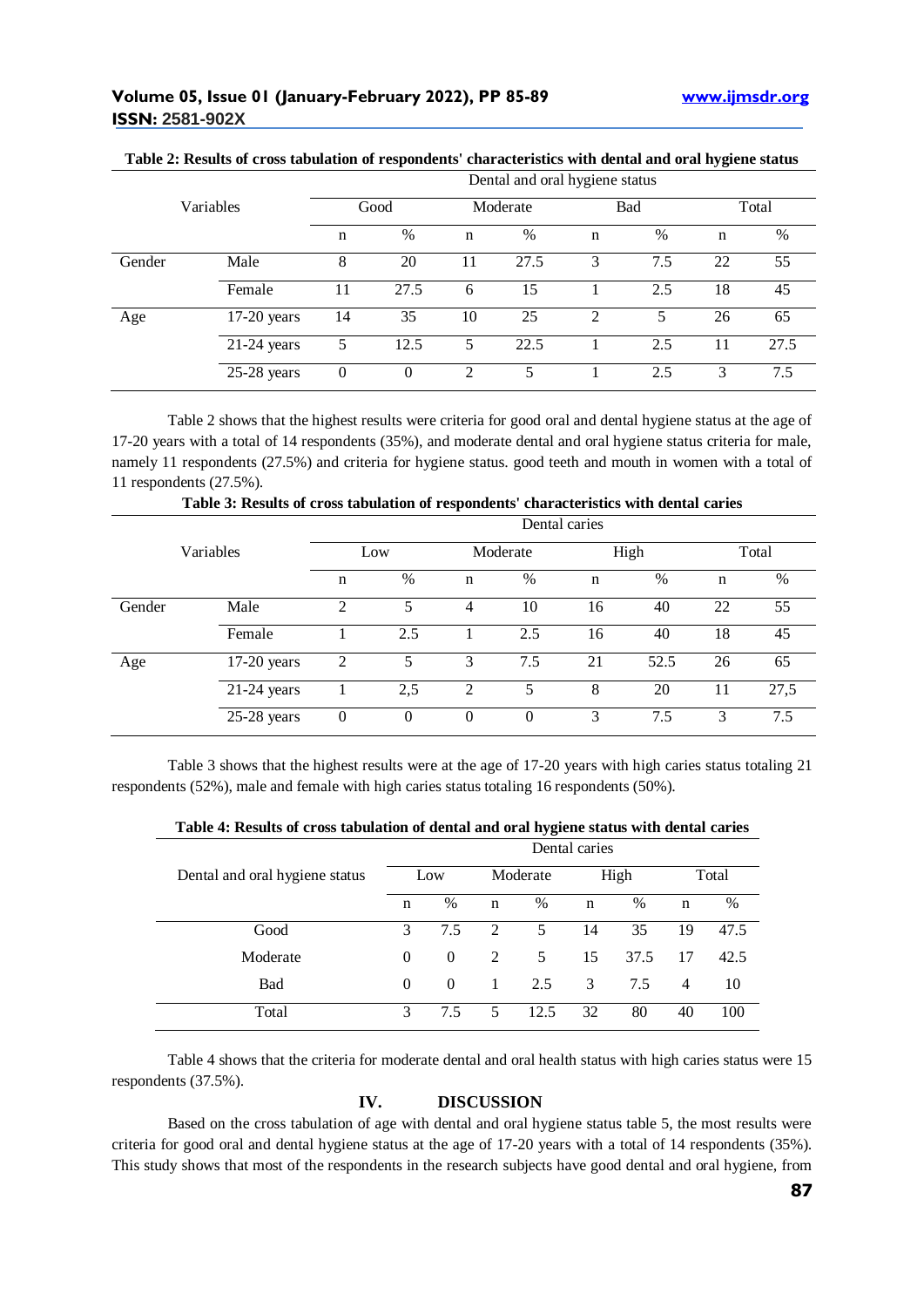**Table 2: Results of cross tabulation of respondents' characteristics with dental and oral hygiene status**

| Variables | | Dental and oral hygiene status | | | | | | | |
|---|---|---|---|---|---|---|---|---|---|
| | | Good | | Moderate | | Bad | | Total | |
| | | n | % | n | % | n | % | n | % |
| Gender | Male | 8 | 20 | 11 | 27.5 | 3 | 7.5 | 22 | 55 |
| | Female | 11 | 27.5 | 6 | 15 | 1 | 2.5 | 18 | 45 |
| Age | 17-20 years | 14 | 35 | 10 | 25 | 2 | 5 | 26 | 65 |
| | 21-24 years | 5 | 12.5 | 5 | 22.5 | 1 | 2.5 | 11 | 27.5 |
| | 25-28 years | 0 | 0 | 2 | 5 | 1 | 2.5 | 3 | 7.5 |

Table 2 shows that the highest results were criteria for good oral and dental hygiene status at the age of 17-20 years with a total of 14 respondents (35%), and moderate dental and oral hygiene status criteria for male, namely 11 respondents (27.5%) and criteria for hygiene status. good teeth and mouth in women with a total of 11 respondents (27.5%).

**Table 3: Results of cross tabulation of respondents' characteristics with dental caries**

| Variables | | Dental caries | | | | | | | |
|---|---|---|---|---|---|---|---|---|---|
| | | Low | | Moderate | | High | | Total | |
| | | n | % | n | % | n | % | n | % |
| Gender | Male | 2 | 5 | 4 | 10 | 16 | 40 | 22 | 55 |
| | Female | 1 | 2.5 | 1 | 2.5 | 16 | 40 | 18 | 45 |
| Age | 17-20 years | 2 | 5 | 3 | 7.5 | 21 | 52.5 | 26 | 65 |
| | 21-24 years | 1 | 2,5 | 2 | 5 | 8 | 20 | 11 | 27,5 |
| | 25-28 years | 0 | 0 | 0 | 0 | 3 | 7.5 | 3 | 7.5 |

Table 3 shows that the highest results were at the age of 17-20 years with high caries status totaling 21 respondents (52%), male and female with high caries status totaling 16 respondents (50%).

**Table 4: Results of cross tabulation of dental and oral hygiene status with dental caries**

| Dental and oral hygiene status | Dental caries | | | | | | | |
|---|---|---|---|---|---|---|---|---|
| | Low | | Moderate | | High | | Total | |
| | n | % | n | % | n | % | n | % |
| Good | 3 | 7.5 | 2 | 5 | 14 | 35 | 19 | 47.5 |
| Moderate | 0 | 0 | 2 | 5 | 15 | 37.5 | 17 | 42.5 |
| Bad | 0 | 0 | 1 | 2.5 | 3 | 7.5 | 4 | 10 |
| Total | 3 | 7.5 | 5 | 12.5 | 32 | 80 | 40 | 100 |

Table 4 shows that the criteria for moderate dental and oral health status with high caries status were 15 respondents (37.5%).

## IV. DISCUSSION

Based on the cross tabulation of age with dental and oral hygiene status table 5, the most results were criteria for good oral and dental hygiene status at the age of 17-20 years with a total of 14 respondents (35%). This study shows that most of the respondents in the research subjects have good dental and oral hygiene, from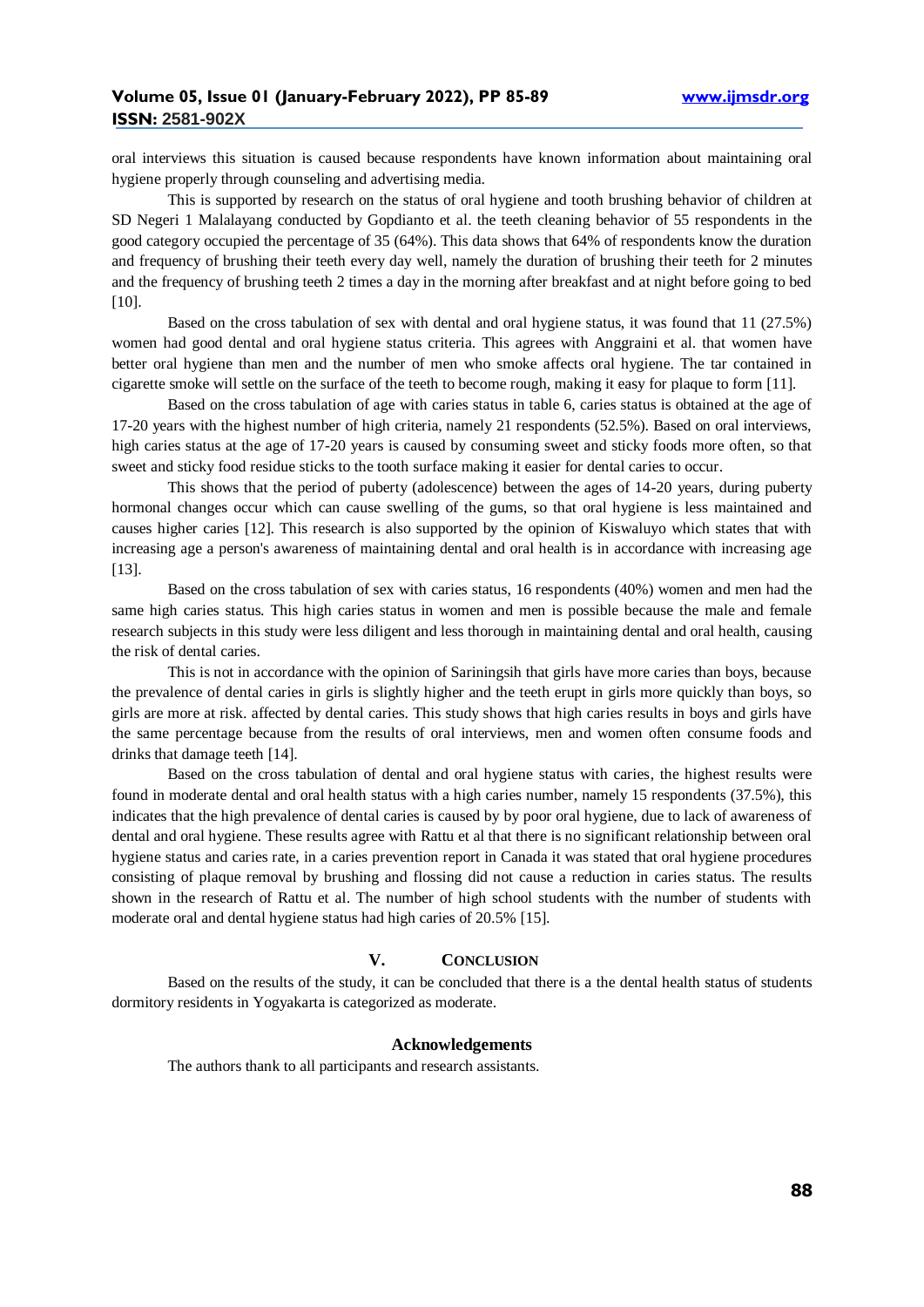oral interviews this situation is caused because respondents have known information about maintaining oral hygiene properly through counseling and advertising media.

This is supported by research on the status of oral hygiene and tooth brushing behavior of children at SD Negeri 1 Malalayang conducted by Gopdianto et al. the teeth cleaning behavior of 55 respondents in the good category occupied the percentage of 35 (64%). This data shows that 64% of respondents know the duration and frequency of brushing their teeth every day well, namely the duration of brushing their teeth for 2 minutes and the frequency of brushing teeth 2 times a day in the morning after breakfast and at night before going to bed [10].

Based on the cross tabulation of sex with dental and oral hygiene status, it was found that 11 (27.5%) women had good dental and oral hygiene status criteria. This agrees with Anggraini et al. that women have better oral hygiene than men and the number of men who smoke affects oral hygiene. The tar contained in cigarette smoke will settle on the surface of the teeth to become rough, making it easy for plaque to form [11].

Based on the cross tabulation of age with caries status in table 6, caries status is obtained at the age of 17-20 years with the highest number of high criteria, namely 21 respondents (52.5%). Based on oral interviews, high caries status at the age of 17-20 years is caused by consuming sweet and sticky foods more often, so that sweet and sticky food residue sticks to the tooth surface making it easier for dental caries to occur.

This shows that the period of puberty (adolescence) between the ages of 14-20 years, during puberty hormonal changes occur which can cause swelling of the gums, so that oral hygiene is less maintained and causes higher caries [12]. This research is also supported by the opinion of Kiswaluyo which states that with increasing age a person's awareness of maintaining dental and oral health is in accordance with increasing age [13].

Based on the cross tabulation of sex with caries status, 16 respondents (40%) women and men had the same high caries status. This high caries status in women and men is possible because the male and female research subjects in this study were less diligent and less thorough in maintaining dental and oral health, causing the risk of dental caries.

This is not in accordance with the opinion of Sariningsih that girls have more caries than boys, because the prevalence of dental caries in girls is slightly higher and the teeth erupt in girls more quickly than boys, so girls are more at risk. affected by dental caries. This study shows that high caries results in boys and girls have the same percentage because from the results of oral interviews, men and women often consume foods and drinks that damage teeth [14].

Based on the cross tabulation of dental and oral hygiene status with caries, the highest results were found in moderate dental and oral health status with a high caries number, namely 15 respondents (37.5%), this indicates that the high prevalence of dental caries is caused by by poor oral hygiene, due to lack of awareness of dental and oral hygiene. These results agree with Rattu et al that there is no significant relationship between oral hygiene status and caries rate, in a caries prevention report in Canada it was stated that oral hygiene procedures consisting of plaque removal by brushing and flossing did not cause a reduction in caries status. The results shown in the research of Rattu et al. The number of high school students with the number of students with moderate oral and dental hygiene status had high caries of 20.5% [15].

## V. Conclusion

Based on the results of the study, it can be concluded that there is a the dental health status of students dormitory residents in Yogyakarta is categorized as moderate.

### Acknowledgements

The authors thank to all participants and research assistants.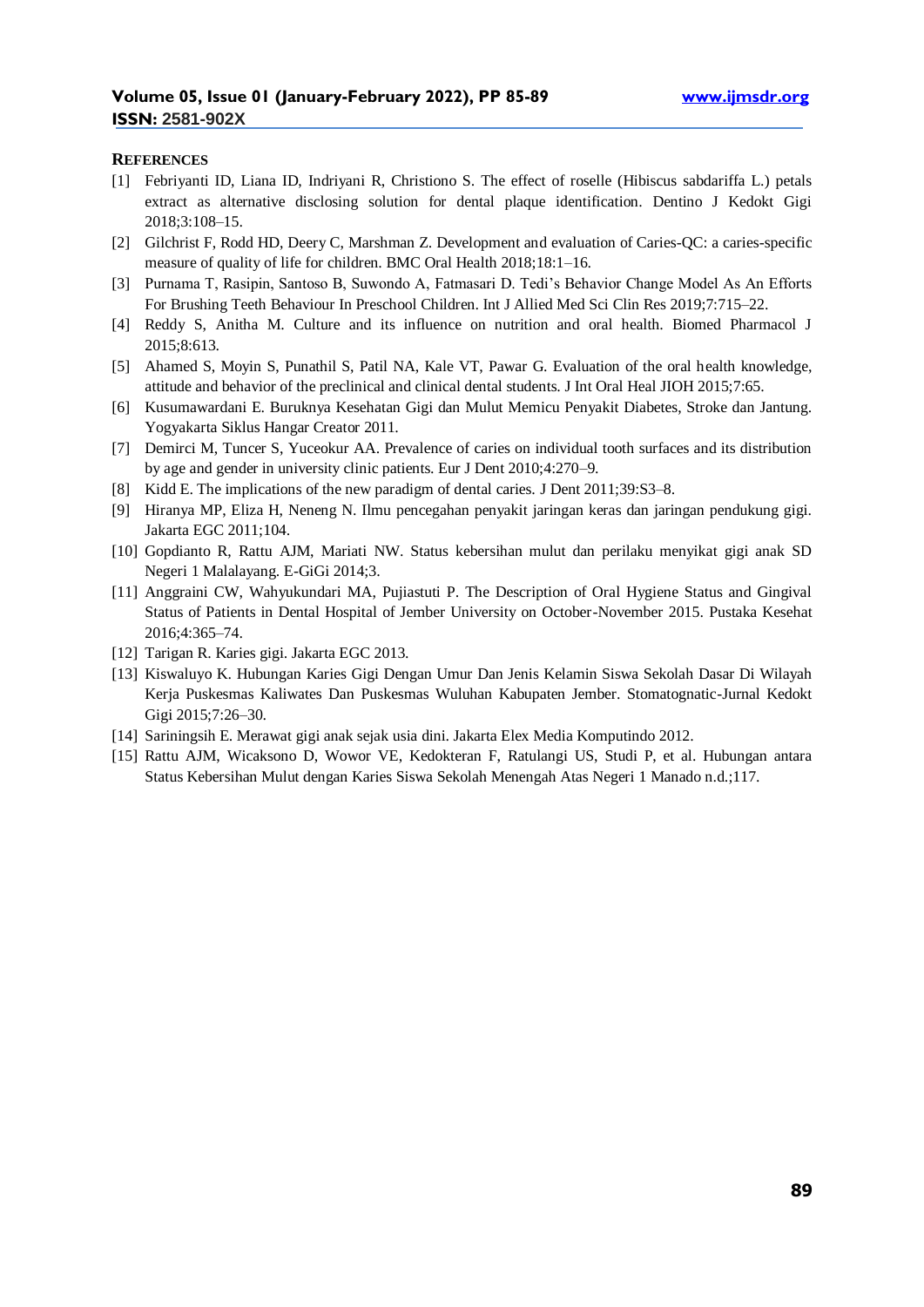## References

[1] Febriyanti ID, Liana ID, Indriyani R, Christiono S. The effect of roselle (Hibiscus sabdariffa L.) petals extract as alternative disclosing solution for dental plaque identification. Dentino J Kedokt Gigi 2018;3:108–15.

[2] Gilchrist F, Rodd HD, Deery C, Marshman Z. Development and evaluation of Caries-QC: a caries-specific measure of quality of life for children. BMC Oral Health 2018;18:1–16.

[3] Purnama T, Rasipin, Santoso B, Suwondo A, Fatmasari D. Tedi's Behavior Change Model As An Efforts For Brushing Teeth Behaviour In Preschool Children. Int J Allied Med Sci Clin Res 2019;7:715–22.

[4] Reddy S, Anitha M. Culture and its influence on nutrition and oral health. Biomed Pharmacol J 2015;8:613.

[5] Ahamed S, Moyin S, Punathil S, Patil NA, Kale VT, Pawar G. Evaluation of the oral health knowledge, attitude and behavior of the preclinical and clinical dental students. J Int Oral Heal JIOH 2015;7:65.

[6] Kusumawardani E. Buruknya Kesehatan Gigi dan Mulut Memicu Penyakit Diabetes, Stroke dan Jantung. Yogyakarta Siklus Hangar Creator 2011.

[7] Demirci M, Tuncer S, Yuceokur AA. Prevalence of caries on individual tooth surfaces and its distribution by age and gender in university clinic patients. Eur J Dent 2010;4:270–9.

[8] Kidd E. The implications of the new paradigm of dental caries. J Dent 2011;39:S3–8.

[9] Hiranya MP, Eliza H, Neneng N. Ilmu pencegahan penyakit jaringan keras dan jaringan pendukung gigi. Jakarta EGC 2011;104.

[10] Gopdianto R, Rattu AJM, Mariati NW. Status kebersihan mulut dan perilaku menyikat gigi anak SD Negeri 1 Malalayang. E-GiGi 2014;3.

[11] Anggraini CW, Wahyukundari MA, Pujiastuti P. The Description of Oral Hygiene Status and Gingival Status of Patients in Dental Hospital of Jember University on October-November 2015. Pustaka Kesehat 2016;4:365–74.

[12] Tarigan R. Karies gigi. Jakarta EGC 2013.

[13] Kiswaluyo K. Hubungan Karies Gigi Dengan Umur Dan Jenis Kelamin Siswa Sekolah Dasar Di Wilayah Kerja Puskesmas Kaliwates Dan Puskesmas Wuluhan Kabupaten Jember. Stomatognatic-Jurnal Kedokt Gigi 2015;7:26–30.

[14] Sariningsih E. Merawat gigi anak sejak usia dini. Jakarta Elex Media Komputindo 2012.

[15] Rattu AJM, Wicaksono D, Wowor VE, Kedokteran F, Ratulangi US, Studi P, et al. Hubungan antara Status Kebersihan Mulut dengan Karies Siswa Sekolah Menengah Atas Negeri 1 Manado n.d.;117.